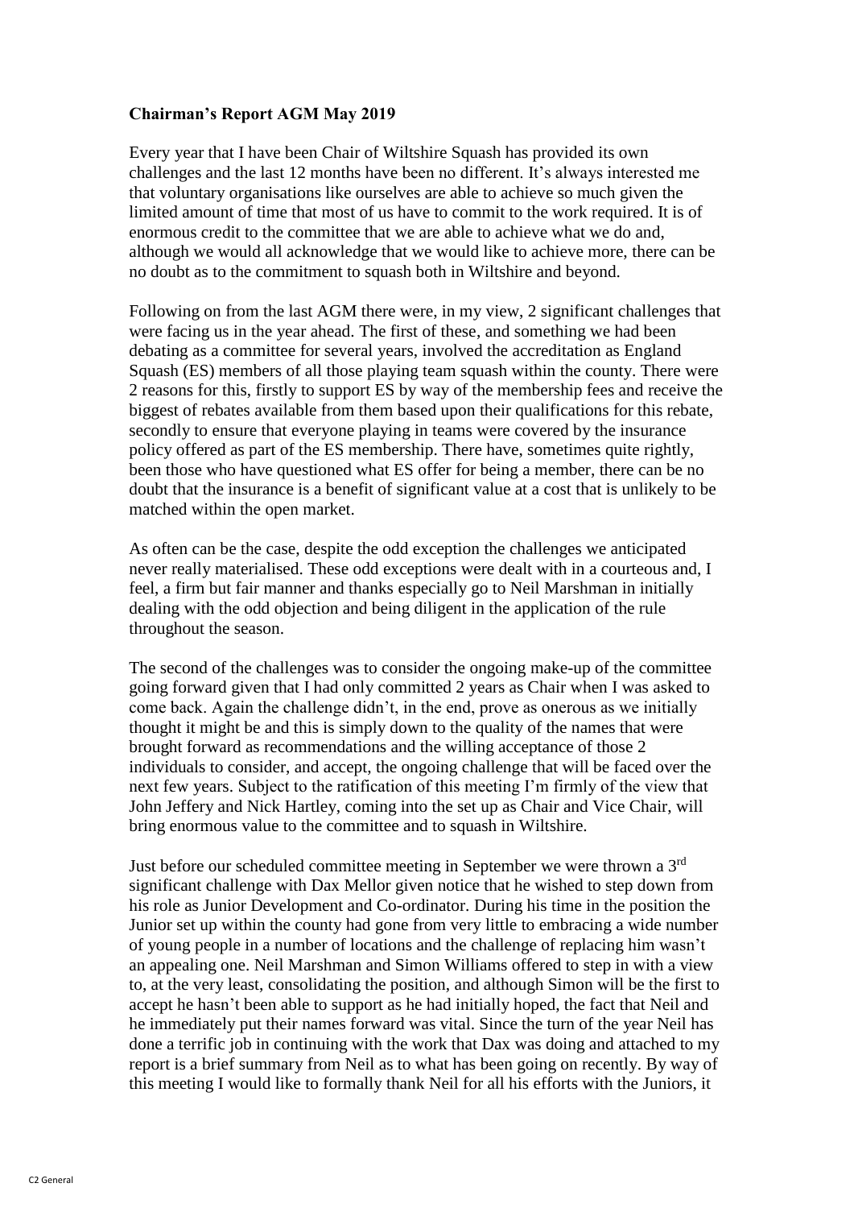**Chairman's Report AGM May 2019**

Every year that I have been Chair of Wiltshire Squash has provided its own challenges and the last 12 months have been no different. It's always interested me that voluntary organisations like ourselves are able to achieve so much given the limited amount of time that most of us have to commit to the work required. It is of enormous credit to the committee that we are able to achieve what we do and, although we would all acknowledge that we would like to achieve more, there can be no doubt as to the commitment to squash both in Wiltshire and beyond.

Following on from the last AGM there were, in my view, 2 significant challenges that were facing us in the year ahead. The first of these, and something we had been debating as a committee for several years, involved the accreditation as England Squash (ES) members of all those playing team squash within the county. There were 2 reasons for this, firstly to support ES by way of the membership fees and receive the biggest of rebates available from them based upon their qualifications for this rebate, secondly to ensure that everyone playing in teams were covered by the insurance policy offered as part of the ES membership. There have, sometimes quite rightly, been those who have questioned what ES offer for being a member, there can be no doubt that the insurance is a benefit of significant value at a cost that is unlikely to be matched within the open market.

As often can be the case, despite the odd exception the challenges we anticipated never really materialised. These odd exceptions were dealt with in a courteous and, I feel, a firm but fair manner and thanks especially go to Neil Marshman in initially dealing with the odd objection and being diligent in the application of the rule throughout the season.

The second of the challenges was to consider the ongoing make-up of the committee going forward given that I had only committed 2 years as Chair when I was asked to come back. Again the challenge didn't, in the end, prove as onerous as we initially thought it might be and this is simply down to the quality of the names that were brought forward as recommendations and the willing acceptance of those 2 individuals to consider, and accept, the ongoing challenge that will be faced over the next few years. Subject to the ratification of this meeting I'm firmly of the view that John Jeffery and Nick Hartley, coming into the set up as Chair and Vice Chair, will bring enormous value to the committee and to squash in Wiltshire.

Just before our scheduled committee meeting in September we were thrown a 3rd significant challenge with Dax Mellor given notice that he wished to step down from his role as Junior Development and Co-ordinator. During his time in the position the Junior set up within the county had gone from very little to embracing a wide number of young people in a number of locations and the challenge of replacing him wasn't an appealing one. Neil Marshman and Simon Williams offered to step in with a view to, at the very least, consolidating the position, and although Simon will be the first to accept he hasn't been able to support as he had initially hoped, the fact that Neil and he immediately put their names forward was vital. Since the turn of the year Neil has done a terrific job in continuing with the work that Dax was doing and attached to my report is a brief summary from Neil as to what has been going on recently. By way of this meeting I would like to formally thank Neil for all his efforts with the Juniors, it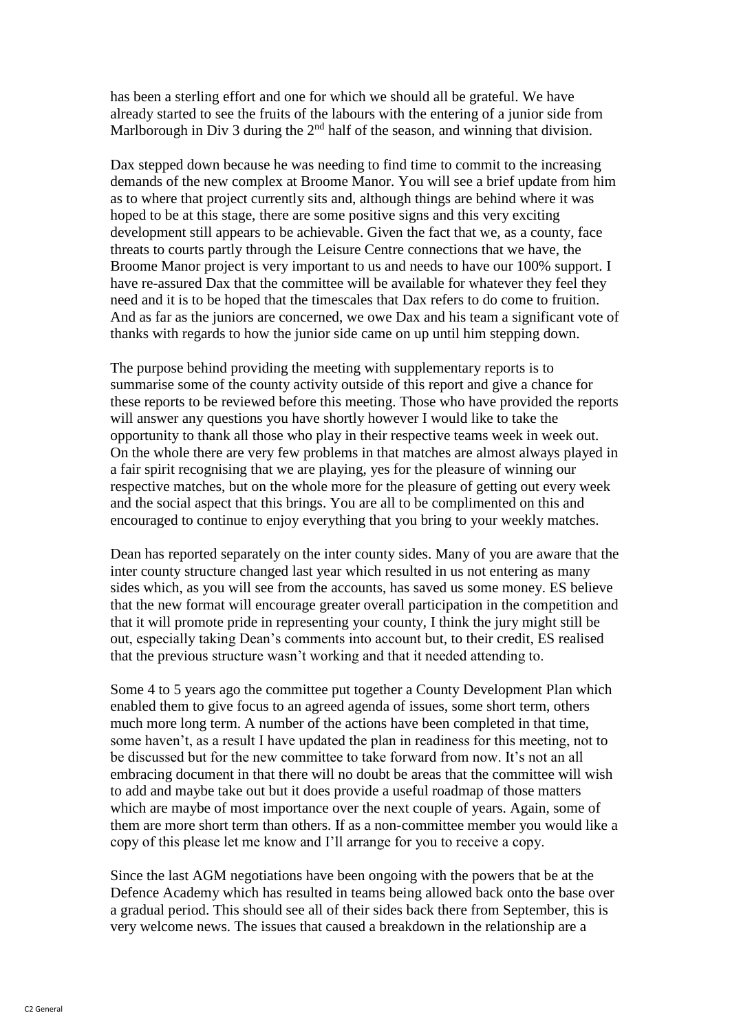has been a sterling effort and one for which we should all be grateful. We have already started to see the fruits of the labours with the entering of a junior side from Marlborough in Div 3 during the 2nd half of the season, and winning that division.

Dax stepped down because he was needing to find time to commit to the increasing demands of the new complex at Broome Manor. You will see a brief update from him as to where that project currently sits and, although things are behind where it was hoped to be at this stage, there are some positive signs and this very exciting development still appears to be achievable. Given the fact that we, as a county, face threats to courts partly through the Leisure Centre connections that we have, the Broome Manor project is very important to us and needs to have our 100% support. I have re-assured Dax that the committee will be available for whatever they feel they need and it is to be hoped that the timescales that Dax refers to do come to fruition. And as far as the juniors are concerned, we owe Dax and his team a significant vote of thanks with regards to how the junior side came on up until him stepping down.

The purpose behind providing the meeting with supplementary reports is to summarise some of the county activity outside of this report and give a chance for these reports to be reviewed before this meeting. Those who have provided the reports will answer any questions you have shortly however I would like to take the opportunity to thank all those who play in their respective teams week in week out. On the whole there are very few problems in that matches are almost always played in a fair spirit recognising that we are playing, yes for the pleasure of winning our respective matches, but on the whole more for the pleasure of getting out every week and the social aspect that this brings. You are all to be complimented on this and encouraged to continue to enjoy everything that you bring to your weekly matches.

Dean has reported separately on the inter county sides. Many of you are aware that the inter county structure changed last year which resulted in us not entering as many sides which, as you will see from the accounts, has saved us some money. ES believe that the new format will encourage greater overall participation in the competition and that it will promote pride in representing your county, I think the jury might still be out, especially taking Dean's comments into account but, to their credit, ES realised that the previous structure wasn't working and that it needed attending to.

Some 4 to 5 years ago the committee put together a County Development Plan which enabled them to give focus to an agreed agenda of issues, some short term, others much more long term. A number of the actions have been completed in that time, some haven't, as a result I have updated the plan in readiness for this meeting, not to be discussed but for the new committee to take forward from now. It's not an all embracing document in that there will no doubt be areas that the committee will wish to add and maybe take out but it does provide a useful roadmap of those matters which are maybe of most importance over the next couple of years. Again, some of them are more short term than others. If as a non-committee member you would like a copy of this please let me know and I'll arrange for you to receive a copy.

Since the last AGM negotiations have been ongoing with the powers that be at the Defence Academy which has resulted in teams being allowed back onto the base over a gradual period. This should see all of their sides back there from September, this is very welcome news. The issues that caused a breakdown in the relationship are a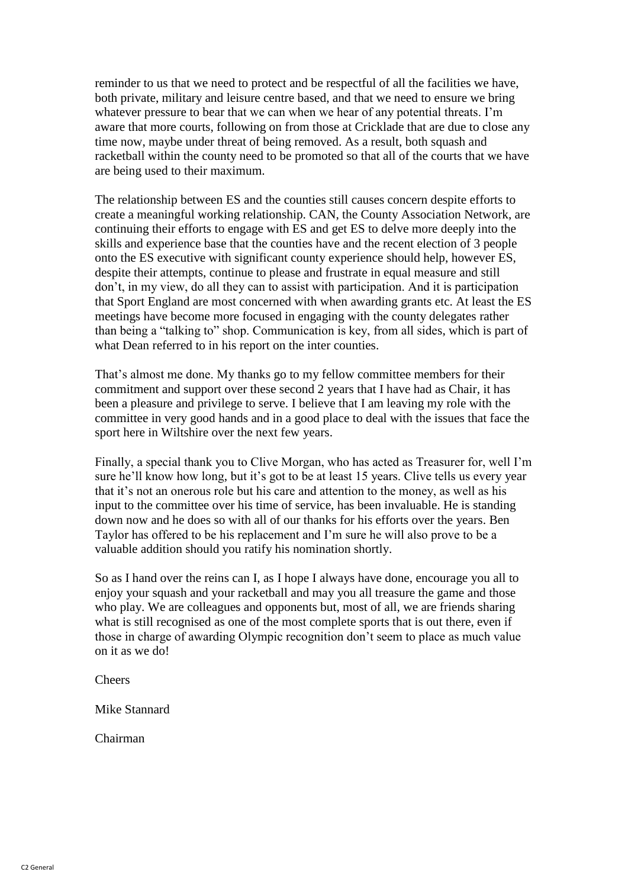reminder to us that we need to protect and be respectful of all the facilities we have, both private, military and leisure centre based, and that we need to ensure we bring whatever pressure to bear that we can when we hear of any potential threats. I'm aware that more courts, following on from those at Cricklade that are due to close any time now, maybe under threat of being removed. As a result, both squash and racketball within the county need to be promoted so that all of the courts that we have are being used to their maximum.

The relationship between ES and the counties still causes concern despite efforts to create a meaningful working relationship. CAN, the County Association Network, are continuing their efforts to engage with ES and get ES to delve more deeply into the skills and experience base that the counties have and the recent election of 3 people onto the ES executive with significant county experience should help, however ES, despite their attempts, continue to please and frustrate in equal measure and still don't, in my view, do all they can to assist with participation. And it is participation that Sport England are most concerned with when awarding grants etc. At least the ES meetings have become more focused in engaging with the county delegates rather than being a "talking to" shop. Communication is key, from all sides, which is part of what Dean referred to in his report on the inter counties.

That's almost me done. My thanks go to my fellow committee members for their commitment and support over these second 2 years that I have had as Chair, it has been a pleasure and privilege to serve. I believe that I am leaving my role with the committee in very good hands and in a good place to deal with the issues that face the sport here in Wiltshire over the next few years.

Finally, a special thank you to Clive Morgan, who has acted as Treasurer for, well I'm sure he'll know how long, but it's got to be at least 15 years. Clive tells us every year that it's not an onerous role but his care and attention to the money, as well as his input to the committee over his time of service, has been invaluable. He is standing down now and he does so with all of our thanks for his efforts over the years. Ben Taylor has offered to be his replacement and I'm sure he will also prove to be a valuable addition should you ratify his nomination shortly.

So as I hand over the reins can I, as I hope I always have done, encourage you all to enjoy your squash and your racketball and may you all treasure the game and those who play. We are colleagues and opponents but, most of all, we are friends sharing what is still recognised as one of the most complete sports that is out there, even if those in charge of awarding Olympic recognition don't seem to place as much value on it as we do!

Cheers

Mike Stannard

Chairman